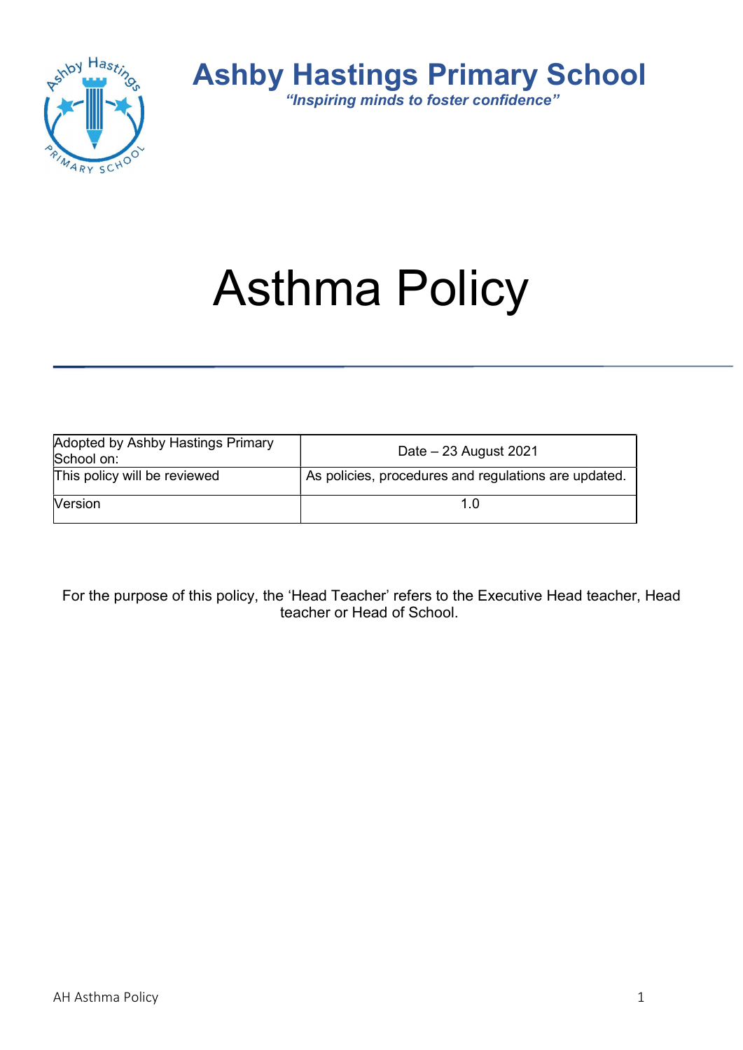# Ashby Hastings Primary School

*"Inspiring minds to foster confidence"*

# Asthma Policy

| | |
|---|---|
| Adopted by Ashby Hastings Primary School on: | Date – 23 August 2021 |
| This policy will be reviewed | As policies, procedures and regulations are updated. |
| Version | 1.0 |

For the purpose of this policy, the 'Head Teacher' refers to the Executive Head teacher, Head teacher or Head of School.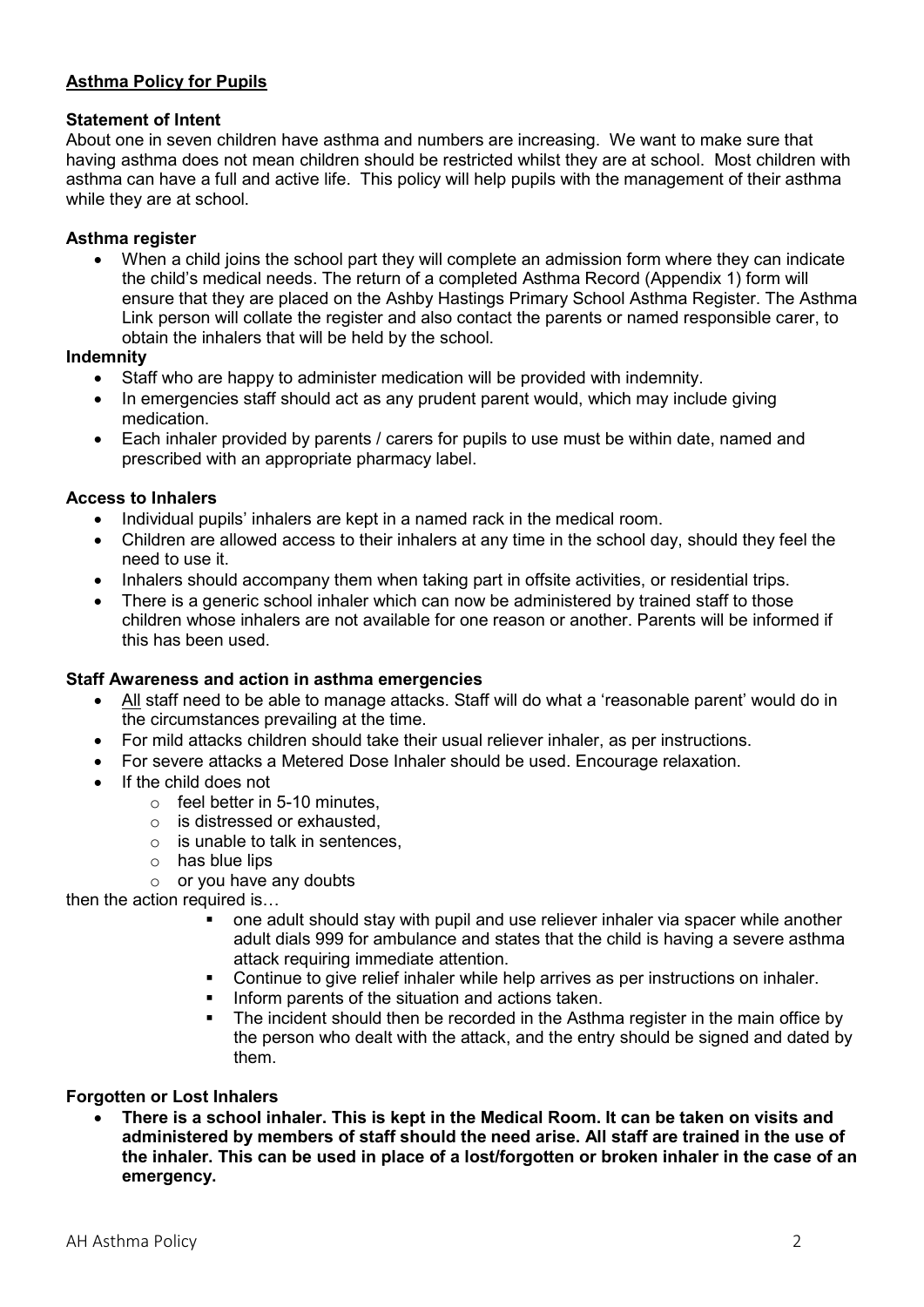## **<u>Asthma Policy for Pupils</u>**

### Statement of Intent

About one in seven children have asthma and numbers are increasing. We want to make sure that having asthma does not mean children should be restricted whilst they are at school. Most children with asthma can have a full and active life. This policy will help pupils with the management of their asthma while they are at school.

### Asthma register

- When a child joins the school part they will complete an admission form where they can indicate the child's medical needs. The return of a completed Asthma Record (Appendix 1) form will ensure that they are placed on the Ashby Hastings Primary School Asthma Register. The Asthma Link person will collate the register and also contact the parents or named responsible carer, to obtain the inhalers that will be held by the school.

### Indemnity

- Staff who are happy to administer medication will be provided with indemnity.
- In emergencies staff should act as any prudent parent would, which may include giving medication.
- Each inhaler provided by parents / carers for pupils to use must be within date, named and prescribed with an appropriate pharmacy label.

### Access to Inhalers

- Individual pupils' inhalers are kept in a named rack in the medical room.
- Children are allowed access to their inhalers at any time in the school day, should they feel the need to use it.
- Inhalers should accompany them when taking part in offsite activities, or residential trips.
- There is a generic school inhaler which can now be administered by trained staff to those children whose inhalers are not available for one reason or another. Parents will be informed if this has been used.

### Staff Awareness and action in asthma emergencies

- <u>All</u> staff need to be able to manage attacks. Staff will do what a 'reasonable parent' would do in the circumstances prevailing at the time.
- For mild attacks children should take their usual reliever inhaler, as per instructions.
- For severe attacks a Metered Dose Inhaler should be used. Encourage relaxation.
- If the child does not
  - feel better in 5-10 minutes,
  - is distressed or exhausted,
  - is unable to talk in sentences,
  - has blue lips
  - or you have any doubts

then the action required is…

- one adult should stay with pupil and use reliever inhaler via spacer while another adult dials 999 for ambulance and states that the child is having a severe asthma attack requiring immediate attention.
- Continue to give relief inhaler while help arrives as per instructions on inhaler.
- Inform parents of the situation and actions taken.
- The incident should then be recorded in the Asthma register in the main office by the person who dealt with the attack, and the entry should be signed and dated by them.

### Forgotten or Lost Inhalers

- **There is a school inhaler. This is kept in the Medical Room. It can be taken on visits and administered by members of staff should the need arise. All staff are trained in the use of the inhaler. This can be used in place of a lost/forgotten or broken inhaler in the case of an emergency.**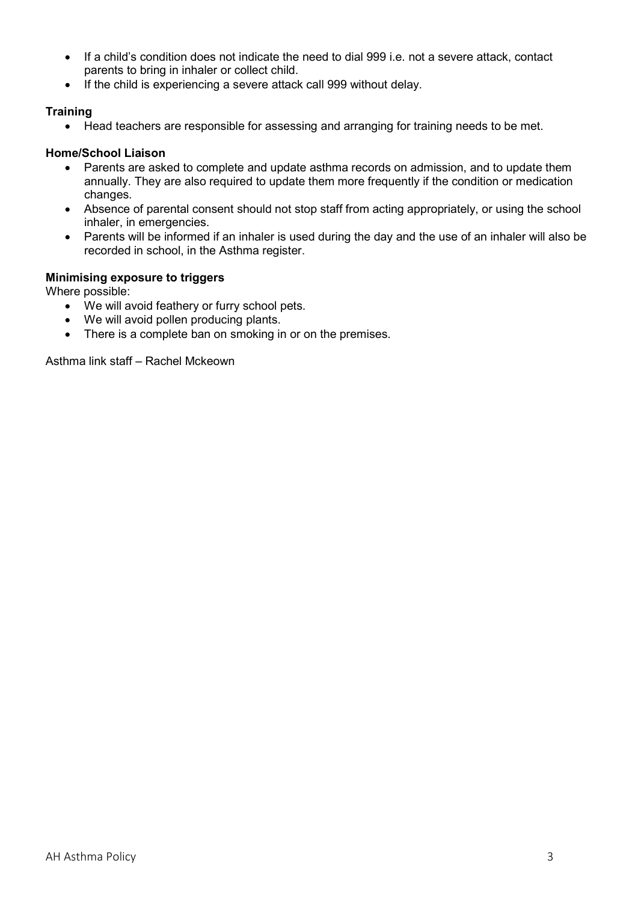- If a child's condition does not indicate the need to dial 999 i.e. not a severe attack, contact parents to bring in inhaler or collect child.
- If the child is experiencing a severe attack call 999 without delay.

**Training**

- Head teachers are responsible for assessing and arranging for training needs to be met.

**Home/School Liaison**

- Parents are asked to complete and update asthma records on admission, and to update them annually. They are also required to update them more frequently if the condition or medication changes.
- Absence of parental consent should not stop staff from acting appropriately, or using the school inhaler, in emergencies.
- Parents will be informed if an inhaler is used during the day and the use of an inhaler will also be recorded in school, in the Asthma register.

**Minimising exposure to triggers**

Where possible:

- We will avoid feathery or furry school pets.
- We will avoid pollen producing plants.
- There is a complete ban on smoking in or on the premises.

Asthma link staff – Rachel Mckeown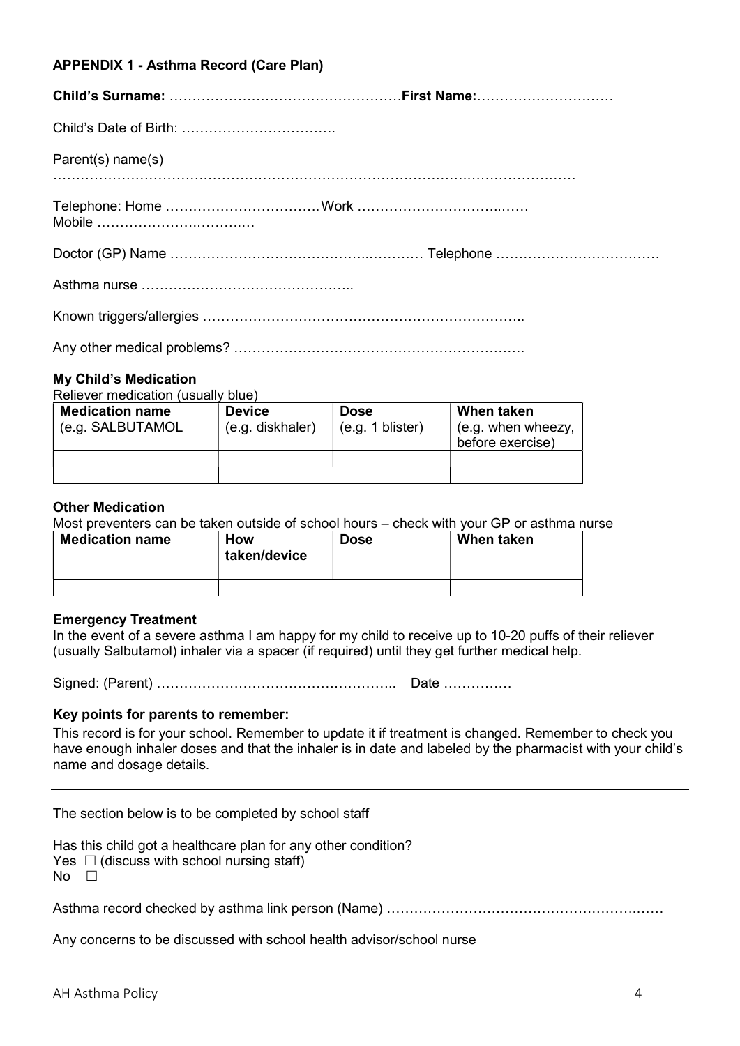## APPENDIX 1 - Asthma Record (Care Plan)

**Child's Surname:** ……………………………………………**First Name:**…………………………

Child's Date of Birth: …………………………….

Parent(s) name(s)
……………………………………………………………………………………………………

Telephone: Home ……………………………. Work ……………………………..……
Mobile ………………………..……….…

Doctor (GP) Name …………………………………..………… Telephone ……………………………….

Asthma nurse ………………………………………..

Known triggers/allergies ……………………………………………………………..

Any other medical problems? ……………………………………………………….

### My Child's Medication

Reliever medication (usually blue)

| **Medication name** (e.g. SALBUTAMOL | **Device** (e.g. diskhaler) | **Dose** (e.g. 1 blister) | **When taken** (e.g. when wheezy, before exercise) |
|---|---|---|---|
| | | | |
| | | | |

### Other Medication

Most preventers can be taken outside of school hours – check with your GP or asthma nurse

| **Medication name** | **How taken/device** | **Dose** | **When taken** |
|---|---|---|---|
| | | | |
| | | | |

### Emergency Treatment

In the event of a severe asthma I am happy for my child to receive up to 10-20 puffs of their reliever (usually Salbutamol) inhaler via a spacer (if required) until they get further medical help.

Signed: (Parent) ……………………………………………..   Date ……………

### Key points for parents to remember:

This record is for your school. Remember to update it if treatment is changed. Remember to check you have enough inhaler doses and that the inhaler is in date and labeled by the pharmacist with your child's name and dosage details.

---

The section below is to be completed by school staff

Has this child got a healthcare plan for any other condition?
Yes ☐ (discuss with school nursing staff)
No ☐

Asthma record checked by asthma link person (Name) ………………………………………………….……

Any concerns to be discussed with school health advisor/school nurse